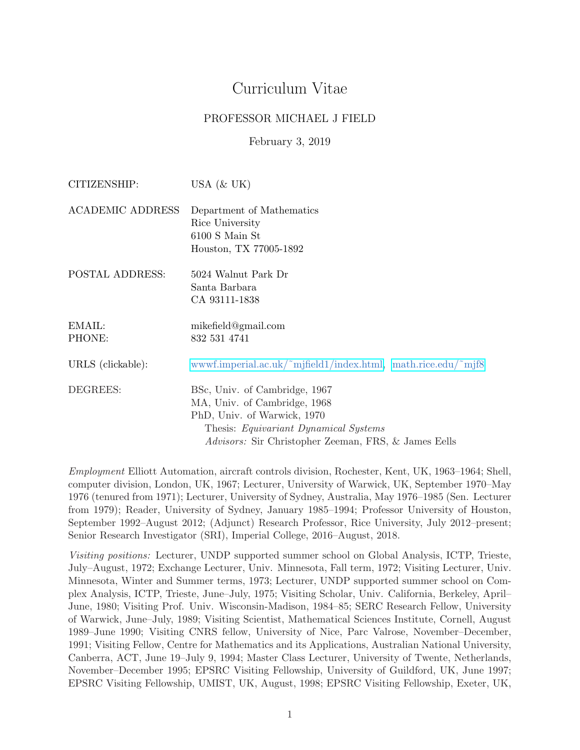# Curriculum Vitae

## PROFESSOR MICHAEL J FIELD

February 3, 2019

| | |
|---|---|
| CITIZENSHIP: | USA (& UK) |
| ACADEMIC ADDRESS | Department of Mathematics<br>Rice University<br>6100 S Main St<br>Houston, TX 77005-1892 |
| POSTAL ADDRESS: | 5024 Walnut Park Dr<br>Santa Barbara<br>CA 93111-1838 |
| EMAIL:<br>PHONE: | mikefield@gmail.com<br>832 531 4741 |
| URLS (clickable): | wwwf.imperial.ac.uk/˜mjfield1/index.html, math.rice.edu/˜mjf8 |
| DEGREES: | BSc, Univ. of Cambridge, 1967<br>MA, Univ. of Cambridge, 1968<br>PhD, Univ. of Warwick, 1970<br>Thesis: *Equivariant Dynamical Systems*<br>*Advisors:* Sir Christopher Zeeman, FRS, & James Eells |

*Employment* Elliott Automation, aircraft controls division, Rochester, Kent, UK, 1963–1964; Shell, computer division, London, UK, 1967; Lecturer, University of Warwick, UK, September 1970–May 1976 (tenured from 1971); Lecturer, University of Sydney, Australia, May 1976–1985 (Sen. Lecturer from 1979); Reader, University of Sydney, January 1985–1994; Professor University of Houston, September 1992–August 2012; (Adjunct) Research Professor, Rice University, July 2012–present; Senior Research Investigator (SRI), Imperial College, 2016–August, 2018.

*Visiting positions:* Lecturer, UNDP supported summer school on Global Analysis, ICTP, Trieste, July–August, 1972; Exchange Lecturer, Univ. Minnesota, Fall term, 1972; Visiting Lecturer, Univ. Minnesota, Winter and Summer terms, 1973; Lecturer, UNDP supported summer school on Complex Analysis, ICTP, Trieste, June–July, 1975; Visiting Scholar, Univ. California, Berkeley, April–June, 1980; Visiting Prof. Univ. Wisconsin-Madison, 1984–85; SERC Research Fellow, University of Warwick, June–July, 1989; Visiting Scientist, Mathematical Sciences Institute, Cornell, August 1989–June 1990; Visiting CNRS fellow, University of Nice, Parc Valrose, November–December, 1991; Visiting Fellow, Centre for Mathematics and its Applications, Australian National University, Canberra, ACT, June 19–July 9, 1994; Master Class Lecturer, University of Twente, Netherlands, November–December 1995; EPSRC Visiting Fellowship, University of Guildford, UK, June 1997; EPSRC Visiting Fellowship, UMIST, UK, August, 1998; EPSRC Visiting Fellowship, Exeter, UK,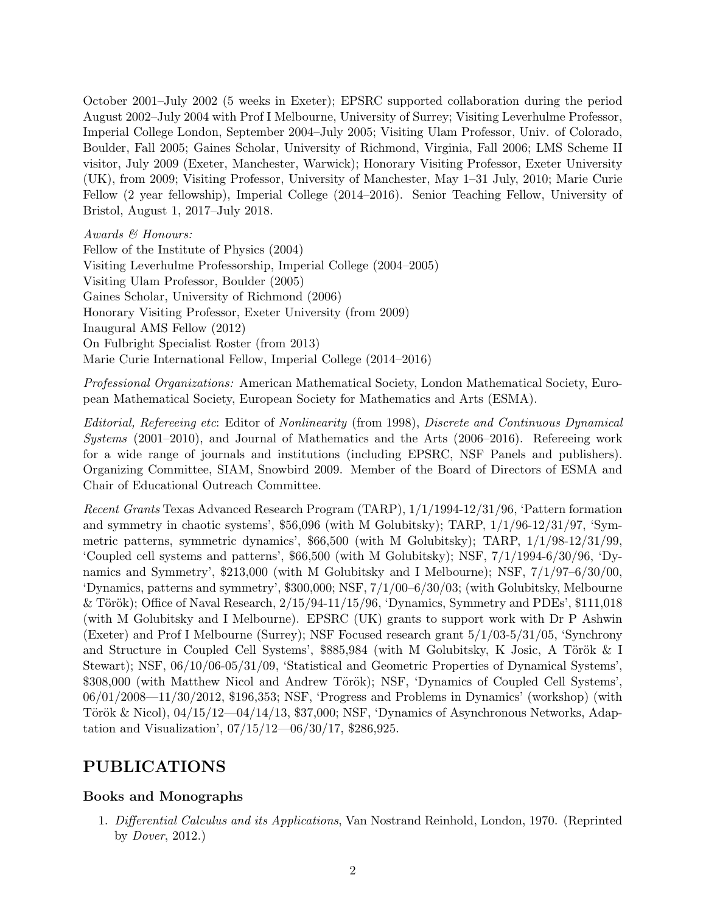October 2001–July 2002 (5 weeks in Exeter); EPSRC supported collaboration during the period August 2002–July 2004 with Prof I Melbourne, University of Surrey; Visiting Leverhulme Professor, Imperial College London, September 2004–July 2005; Visiting Ulam Professor, Univ. of Colorado, Boulder, Fall 2005; Gaines Scholar, University of Richmond, Virginia, Fall 2006; LMS Scheme II visitor, July 2009 (Exeter, Manchester, Warwick); Honorary Visiting Professor, Exeter University (UK), from 2009; Visiting Professor, University of Manchester, May 1–31 July, 2010; Marie Curie Fellow (2 year fellowship), Imperial College (2014–2016). Senior Teaching Fellow, University of Bristol, August 1, 2017–July 2018.

*Awards & Honours:*
Fellow of the Institute of Physics (2004)
Visiting Leverhulme Professorship, Imperial College (2004–2005)
Visiting Ulam Professor, Boulder (2005)
Gaines Scholar, University of Richmond (2006)
Honorary Visiting Professor, Exeter University (from 2009)
Inaugural AMS Fellow (2012)
On Fulbright Specialist Roster (from 2013)
Marie Curie International Fellow, Imperial College (2014–2016)

*Professional Organizations:* American Mathematical Society, London Mathematical Society, European Mathematical Society, European Society for Mathematics and Arts (ESMA).

*Editorial, Refereeing etc*: Editor of *Nonlinearity* (from 1998), *Discrete and Continuous Dynamical Systems* (2001–2010), and Journal of Mathematics and the Arts (2006–2016). Refereeing work for a wide range of journals and institutions (including EPSRC, NSF Panels and publishers). Organizing Committee, SIAM, Snowbird 2009. Member of the Board of Directors of ESMA and Chair of Educational Outreach Committee.

*Recent Grants* Texas Advanced Research Program (TARP), 1/1/1994-12/31/96, 'Pattern formation and symmetry in chaotic systems', $56,096 (with M Golubitsky); TARP, 1/1/96-12/31/97, 'Symmetric patterns, symmetric dynamics', $66,500 (with M Golubitsky); TARP, 1/1/98-12/31/99, 'Coupled cell systems and patterns', $66,500 (with M Golubitsky); NSF, 7/1/1994-6/30/96, 'Dynamics and Symmetry', $213,000 (with M Golubitsky and I Melbourne); NSF, 7/1/97–6/30/00, 'Dynamics, patterns and symmetry', $300,000; NSF, 7/1/00–6/30/03; (with Golubitsky, Melbourne & Török); Office of Naval Research, 2/15/94-11/15/96, 'Dynamics, Symmetry and PDEs', $111,018 (with M Golubitsky and I Melbourne). EPSRC (UK) grants to support work with Dr P Ashwin (Exeter) and Prof I Melbourne (Surrey); NSF Focused research grant 5/1/03-5/31/05, 'Synchrony and Structure in Coupled Cell Systems', $885,984 (with M Golubitsky, K Josic, A Török & I Stewart); NSF, 06/10/06-05/31/09, 'Statistical and Geometric Properties of Dynamical Systems', $308,000 (with Matthew Nicol and Andrew Török); NSF, 'Dynamics of Coupled Cell Systems', 06/01/2008—11/30/2012, $196,353; NSF, 'Progress and Problems in Dynamics' (workshop) (with Török & Nicol), 04/15/12—04/14/13, $37,000; NSF, 'Dynamics of Asynchronous Networks, Adaptation and Visualization', 07/15/12—06/30/17, $286,925.

# PUBLICATIONS

## Books and Monographs

1. *Differential Calculus and its Applications*, Van Nostrand Reinhold, London, 1970. (Reprinted by *Dover*, 2012.)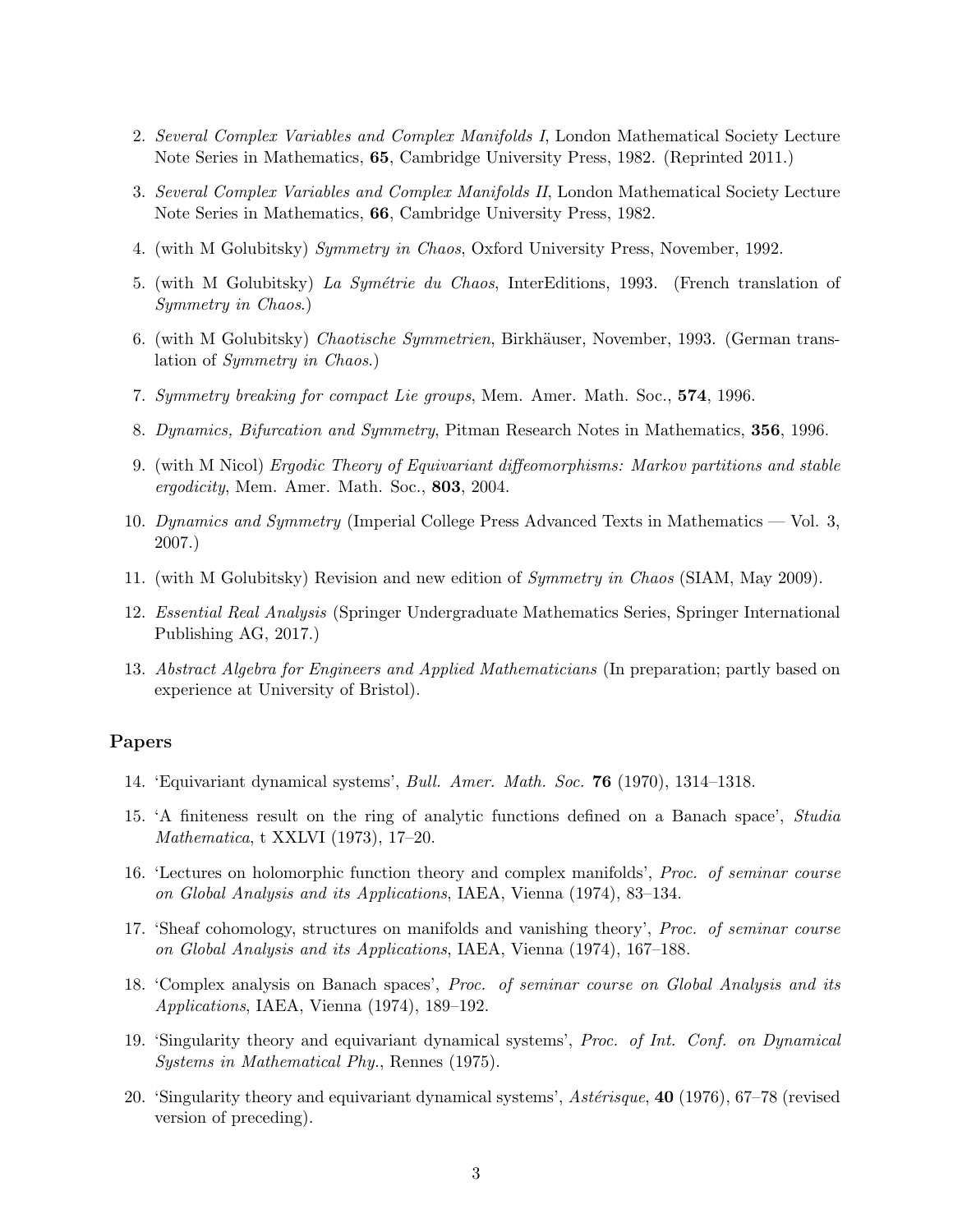2. *Several Complex Variables and Complex Manifolds I*, London Mathematical Society Lecture Note Series in Mathematics, **65**, Cambridge University Press, 1982. (Reprinted 2011.)
3. *Several Complex Variables and Complex Manifolds II*, London Mathematical Society Lecture Note Series in Mathematics, **66**, Cambridge University Press, 1982.
4. (with M Golubitsky) *Symmetry in Chaos*, Oxford University Press, November, 1992.
5. (with M Golubitsky) *La Symétrie du Chaos*, InterEditions, 1993. (French translation of *Symmetry in Chaos*.)
6. (with M Golubitsky) *Chaotische Symmetrien*, Birkhäuser, November, 1993. (German translation of *Symmetry in Chaos*.)
7. *Symmetry breaking for compact Lie groups*, Mem. Amer. Math. Soc., **574**, 1996.
8. *Dynamics, Bifurcation and Symmetry*, Pitman Research Notes in Mathematics, **356**, 1996.
9. (with M Nicol) *Ergodic Theory of Equivariant diffeomorphisms: Markov partitions and stable ergodicity*, Mem. Amer. Math. Soc., **803**, 2004.
10. *Dynamics and Symmetry* (Imperial College Press Advanced Texts in Mathematics — Vol. 3, 2007.)
11. (with M Golubitsky) Revision and new edition of *Symmetry in Chaos* (SIAM, May 2009).
12. *Essential Real Analysis* (Springer Undergraduate Mathematics Series, Springer International Publishing AG, 2017.)
13. *Abstract Algebra for Engineers and Applied Mathematicians* (In preparation; partly based on experience at University of Bristol).

## Papers

14. 'Equivariant dynamical systems', *Bull. Amer. Math. Soc.* **76** (1970), 1314–1318.
15. 'A finiteness result on the ring of analytic functions defined on a Banach space', *Studia Mathematica*, t XXLVI (1973), 17–20.
16. 'Lectures on holomorphic function theory and complex manifolds', *Proc. of seminar course on Global Analysis and its Applications*, IAEA, Vienna (1974), 83–134.
17. 'Sheaf cohomology, structures on manifolds and vanishing theory', *Proc. of seminar course on Global Analysis and its Applications*, IAEA, Vienna (1974), 167–188.
18. 'Complex analysis on Banach spaces', *Proc. of seminar course on Global Analysis and its Applications*, IAEA, Vienna (1974), 189–192.
19. 'Singularity theory and equivariant dynamical systems', *Proc. of Int. Conf. on Dynamical Systems in Mathematical Phy.*, Rennes (1975).
20. 'Singularity theory and equivariant dynamical systems', *Astérisque*, **40** (1976), 67–78 (revised version of preceding).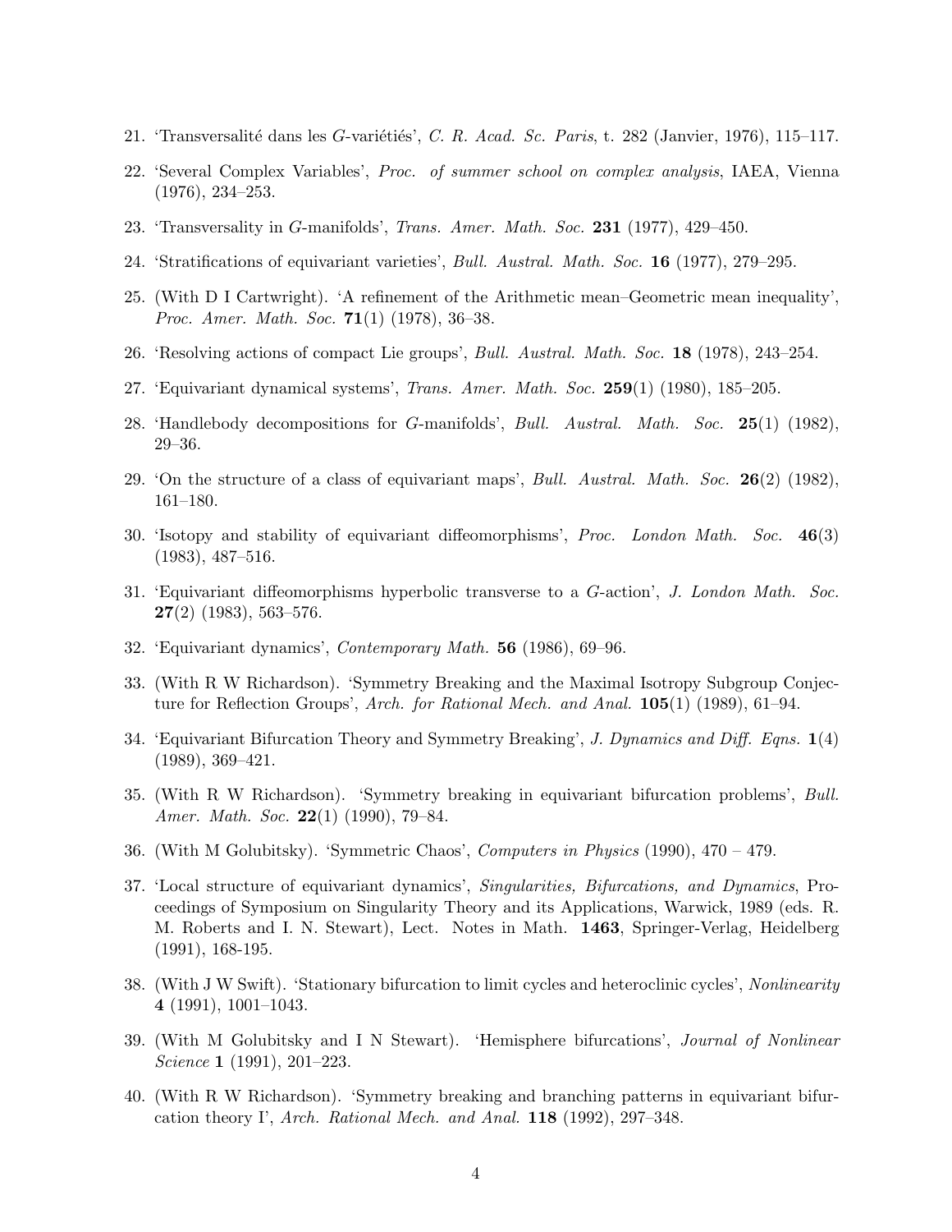21. 'Transversalité dans les $G$-variétiés', *C. R. Acad. Sc. Paris*, t. 282 (Janvier, 1976), 115–117.

22. 'Several Complex Variables', *Proc. of summer school on complex analysis*, IAEA, Vienna (1976), 234–253.

23. 'Transversality in $G$-manifolds', *Trans. Amer. Math. Soc.* **231** (1977), 429–450.

24. 'Stratifications of equivariant varieties', *Bull. Austral. Math. Soc.* **16** (1977), 279–295.

25. (With D I Cartwright). 'A refinement of the Arithmetic mean–Geometric mean inequality', *Proc. Amer. Math. Soc.* **71**(1) (1978), 36–38.

26. 'Resolving actions of compact Lie groups', *Bull. Austral. Math. Soc.* **18** (1978), 243–254.

27. 'Equivariant dynamical systems', *Trans. Amer. Math. Soc.* **259**(1) (1980), 185–205.

28. 'Handlebody decompositions for $G$-manifolds', *Bull. Austral. Math. Soc.* **25**(1) (1982), 29–36.

29. 'On the structure of a class of equivariant maps', *Bull. Austral. Math. Soc.* **26**(2) (1982), 161–180.

30. 'Isotopy and stability of equivariant diffeomorphisms', *Proc. London Math. Soc.* **46**(3) (1983), 487–516.

31. 'Equivariant diffeomorphisms hyperbolic transverse to a $G$-action', *J. London Math. Soc.* **27**(2) (1983), 563–576.

32. 'Equivariant dynamics', *Contemporary Math.* **56** (1986), 69–96.

33. (With R W Richardson). 'Symmetry Breaking and the Maximal Isotropy Subgroup Conjecture for Reflection Groups', *Arch. for Rational Mech. and Anal.* **105**(1) (1989), 61–94.

34. 'Equivariant Bifurcation Theory and Symmetry Breaking', *J. Dynamics and Diff. Eqns.* **1**(4) (1989), 369–421.

35. (With R W Richardson). 'Symmetry breaking in equivariant bifurcation problems', *Bull. Amer. Math. Soc.* **22**(1) (1990), 79–84.

36. (With M Golubitsky). 'Symmetric Chaos', *Computers in Physics* (1990), 470 – 479.

37. 'Local structure of equivariant dynamics', *Singularities, Bifurcations, and Dynamics*, Proceedings of Symposium on Singularity Theory and its Applications, Warwick, 1989 (eds. R. M. Roberts and I. N. Stewart), Lect. Notes in Math. **1463**, Springer-Verlag, Heidelberg (1991), 168-195.

38. (With J W Swift). 'Stationary bifurcation to limit cycles and heteroclinic cycles', *Nonlinearity* **4** (1991), 1001–1043.

39. (With M Golubitsky and I N Stewart). 'Hemisphere bifurcations', *Journal of Nonlinear Science* **1** (1991), 201–223.

40. (With R W Richardson). 'Symmetry breaking and branching patterns in equivariant bifurcation theory I', *Arch. Rational Mech. and Anal.* **118** (1992), 297–348.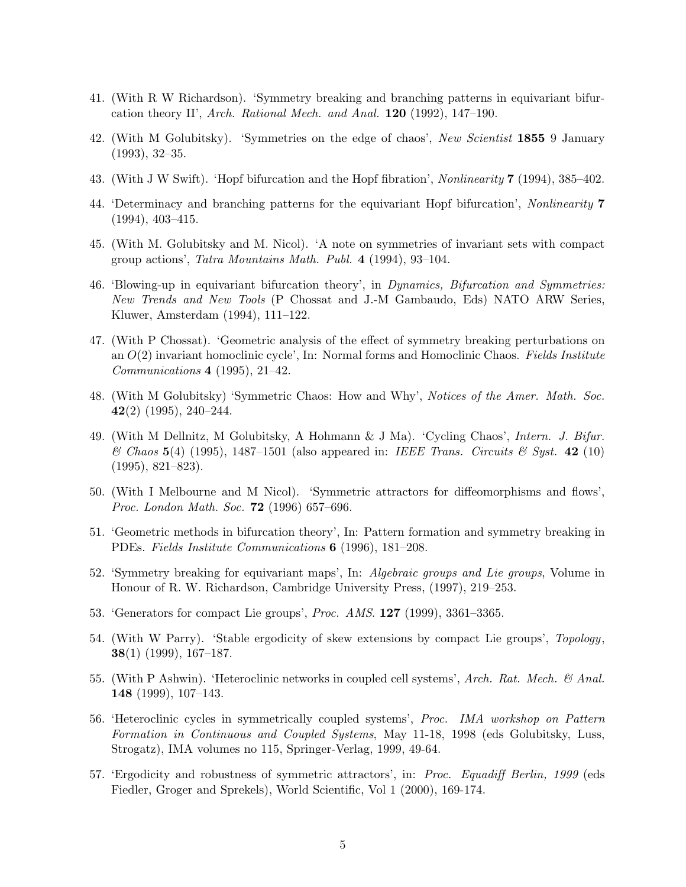41. (With R W Richardson). 'Symmetry breaking and branching patterns in equivariant bifurcation theory II', *Arch. Rational Mech. and Anal.* **120** (1992), 147–190.

42. (With M Golubitsky). 'Symmetries on the edge of chaos', *New Scientist* **1855** 9 January (1993), 32–35.

43. (With J W Swift). 'Hopf bifurcation and the Hopf fibration', *Nonlinearity* **7** (1994), 385–402.

44. 'Determinacy and branching patterns for the equivariant Hopf bifurcation', *Nonlinearity* **7** (1994), 403–415.

45. (With M. Golubitsky and M. Nicol). 'A note on symmetries of invariant sets with compact group actions', *Tatra Mountains Math. Publ.* **4** (1994), 93–104.

46. 'Blowing-up in equivariant bifurcation theory', in *Dynamics, Bifurcation and Symmetries: New Trends and New Tools* (P Chossat and J.-M Gambaudo, Eds) NATO ARW Series, Kluwer, Amsterdam (1994), 111–122.

47. (With P Chossat). 'Geometric analysis of the effect of symmetry breaking perturbations on an $O(2)$ invariant homoclinic cycle', In: Normal forms and Homoclinic Chaos. *Fields Institute Communications* **4** (1995), 21–42.

48. (With M Golubitsky) 'Symmetric Chaos: How and Why', *Notices of the Amer. Math. Soc.* **42**(2) (1995), 240–244.

49. (With M Dellnitz, M Golubitsky, A Hohmann & J Ma). 'Cycling Chaos', *Intern. J. Bifur. & Chaos* **5**(4) (1995), 1487–1501 (also appeared in: *IEEE Trans. Circuits & Syst.* **42** (10) (1995), 821–823).

50. (With I Melbourne and M Nicol). 'Symmetric attractors for diffeomorphisms and flows', *Proc. London Math. Soc.* **72** (1996) 657–696.

51. 'Geometric methods in bifurcation theory', In: Pattern formation and symmetry breaking in PDEs. *Fields Institute Communications* **6** (1996), 181–208.

52. 'Symmetry breaking for equivariant maps', In: *Algebraic groups and Lie groups*, Volume in Honour of R. W. Richardson, Cambridge University Press, (1997), 219–253.

53. 'Generators for compact Lie groups', *Proc. AMS.* **127** (1999), 3361–3365.

54. (With W Parry). 'Stable ergodicity of skew extensions by compact Lie groups', *Topology*, **38**(1) (1999), 167–187.

55. (With P Ashwin). 'Heteroclinic networks in coupled cell systems', *Arch. Rat. Mech. & Anal.* **148** (1999), 107–143.

56. 'Heteroclinic cycles in symmetrically coupled systems', *Proc. IMA workshop on Pattern Formation in Continuous and Coupled Systems*, May 11-18, 1998 (eds Golubitsky, Luss, Strogatz), IMA volumes no 115, Springer-Verlag, 1999, 49-64.

57. 'Ergodicity and robustness of symmetric attractors', in: *Proc. Equadiff Berlin, 1999* (eds Fiedler, Groger and Sprekels), World Scientific, Vol 1 (2000), 169-174.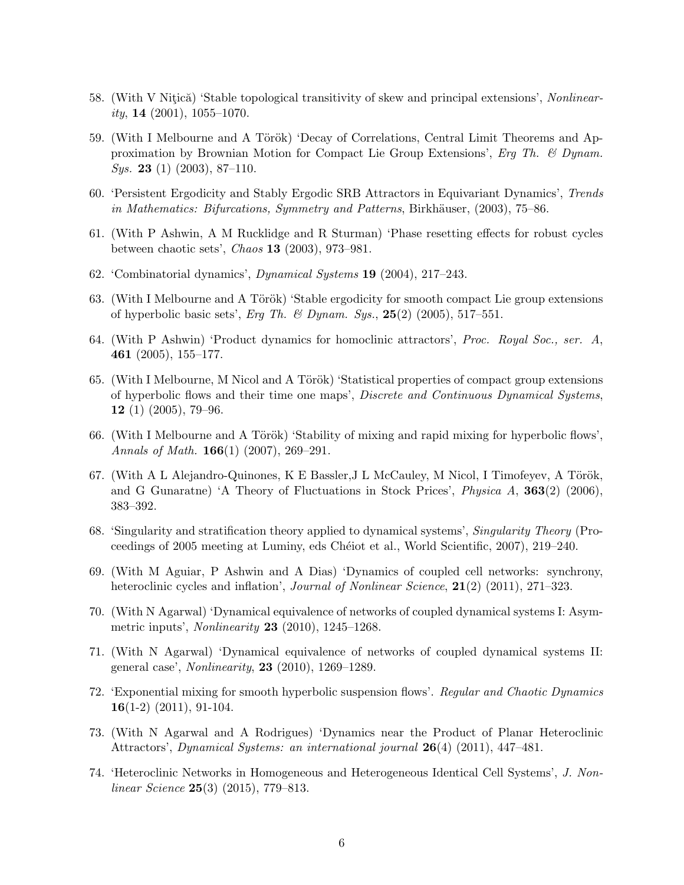58. (With V Niţică) 'Stable topological transitivity of skew and principal extensions', *Nonlinearity*, **14** (2001), 1055–1070.

59. (With I Melbourne and A Török) 'Decay of Correlations, Central Limit Theorems and Approximation by Brownian Motion for Compact Lie Group Extensions', *Erg Th. & Dynam. Sys.* **23** (1) (2003), 87–110.

60. 'Persistent Ergodicity and Stably Ergodic SRB Attractors in Equivariant Dynamics', *Trends in Mathematics: Bifurcations, Symmetry and Patterns*, Birkhäuser, (2003), 75–86.

61. (With P Ashwin, A M Rucklidge and R Sturman) 'Phase resetting effects for robust cycles between chaotic sets', *Chaos* **13** (2003), 973–981.

62. 'Combinatorial dynamics', *Dynamical Systems* **19** (2004), 217–243.

63. (With I Melbourne and A Török) 'Stable ergodicity for smooth compact Lie group extensions of hyperbolic basic sets', *Erg Th. & Dynam. Sys.*, **25**(2) (2005), 517–551.

64. (With P Ashwin) 'Product dynamics for homoclinic attractors', *Proc. Royal Soc., ser. A*, **461** (2005), 155–177.

65. (With I Melbourne, M Nicol and A Török) 'Statistical properties of compact group extensions of hyperbolic flows and their time one maps', *Discrete and Continuous Dynamical Systems*, **12** (1) (2005), 79–96.

66. (With I Melbourne and A Török) 'Stability of mixing and rapid mixing for hyperbolic flows', *Annals of Math.* **166**(1) (2007), 269–291.

67. (With A L Alejandro-Quinones, K E Bassler,J L McCauley, M Nicol, I Timofeyev, A Török, and G Gunaratne) 'A Theory of Fluctuations in Stock Prices', *Physica A*, **363**(2) (2006), 383–392.

68. 'Singularity and stratification theory applied to dynamical systems', *Singularity Theory* (Proceedings of 2005 meeting at Luminy, eds Chéiot et al., World Scientific, 2007), 219–240.

69. (With M Aguiar, P Ashwin and A Dias) 'Dynamics of coupled cell networks: synchrony, heteroclinic cycles and inflation', *Journal of Nonlinear Science*, **21**(2) (2011), 271–323.

70. (With N Agarwal) 'Dynamical equivalence of networks of coupled dynamical systems I: Asymmetric inputs', *Nonlinearity* **23** (2010), 1245–1268.

71. (With N Agarwal) 'Dynamical equivalence of networks of coupled dynamical systems II: general case', *Nonlinearity*, **23** (2010), 1269–1289.

72. 'Exponential mixing for smooth hyperbolic suspension flows'. *Regular and Chaotic Dynamics* **16**(1-2) (2011), 91-104.

73. (With N Agarwal and A Rodrigues) 'Dynamics near the Product of Planar Heteroclinic Attractors', *Dynamical Systems: an international journal* **26**(4) (2011), 447–481.

74. 'Heteroclinic Networks in Homogeneous and Heterogeneous Identical Cell Systems', *J. Nonlinear Science* **25**(3) (2015), 779–813.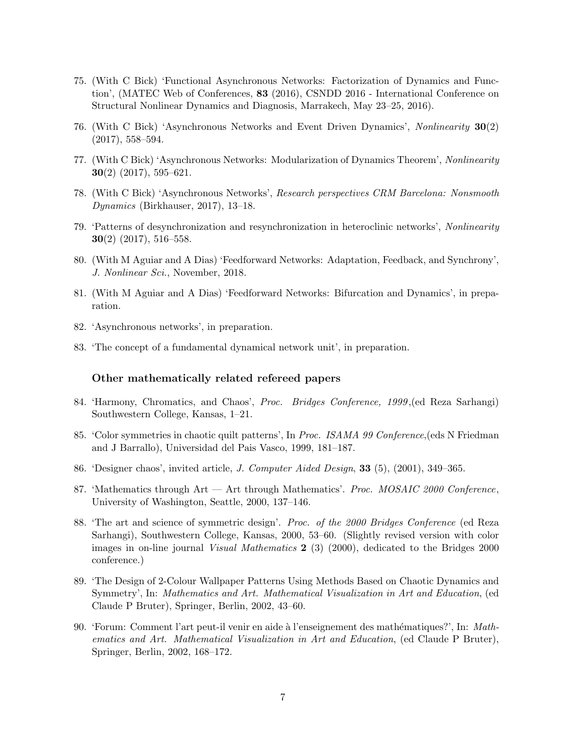75. (With C Bick) 'Functional Asynchronous Networks: Factorization of Dynamics and Function', (MATEC Web of Conferences, **83** (2016), CSNDD 2016 - International Conference on Structural Nonlinear Dynamics and Diagnosis, Marrakech, May 23–25, 2016).

76. (With C Bick) 'Asynchronous Networks and Event Driven Dynamics', *Nonlinearity* **30**(2) (2017), 558–594.

77. (With C Bick) 'Asynchronous Networks: Modularization of Dynamics Theorem', *Nonlinearity* **30**(2) (2017), 595–621.

78. (With C Bick) 'Asynchronous Networks', *Research perspectives CRM Barcelona: Nonsmooth Dynamics* (Birkhauser, 2017), 13–18.

79. 'Patterns of desynchronization and resynchronization in heteroclinic networks', *Nonlinearity* **30**(2) (2017), 516–558.

80. (With M Aguiar and A Dias) 'Feedforward Networks: Adaptation, Feedback, and Synchrony', *J. Nonlinear Sci.*, November, 2018.

81. (With M Aguiar and A Dias) 'Feedforward Networks: Bifurcation and Dynamics', in preparation.

82. 'Asynchronous networks', in preparation.

83. 'The concept of a fundamental dynamical network unit', in preparation.

### Other mathematically related refereed papers

84. 'Harmony, Chromatics, and Chaos', *Proc. Bridges Conference, 1999*,(ed Reza Sarhangi) Southwestern College, Kansas, 1–21.

85. 'Color symmetries in chaotic quilt patterns', In *Proc. ISAMA 99 Conference*,(eds N Friedman and J Barrallo), Universidad del Pais Vasco, 1999, 181–187.

86. 'Designer chaos', invited article, *J. Computer Aided Design*, **33** (5), (2001), 349–365.

87. 'Mathematics through Art — Art through Mathematics'. *Proc. MOSAIC 2000 Conference*, University of Washington, Seattle, 2000, 137–146.

88. 'The art and science of symmetric design'. *Proc. of the 2000 Bridges Conference* (ed Reza Sarhangi), Southwestern College, Kansas, 2000, 53–60. (Slightly revised version with color images in on-line journal *Visual Mathematics* **2** (3) (2000), dedicated to the Bridges 2000 conference.)

89. 'The Design of 2-Colour Wallpaper Patterns Using Methods Based on Chaotic Dynamics and Symmetry', In: *Mathematics and Art. Mathematical Visualization in Art and Education*, (ed Claude P Bruter), Springer, Berlin, 2002, 43–60.

90. 'Forum: Comment l'art peut-il venir en aide à l'enseignement des mathématiques?', In: *Mathematics and Art. Mathematical Visualization in Art and Education*, (ed Claude P Bruter), Springer, Berlin, 2002, 168–172.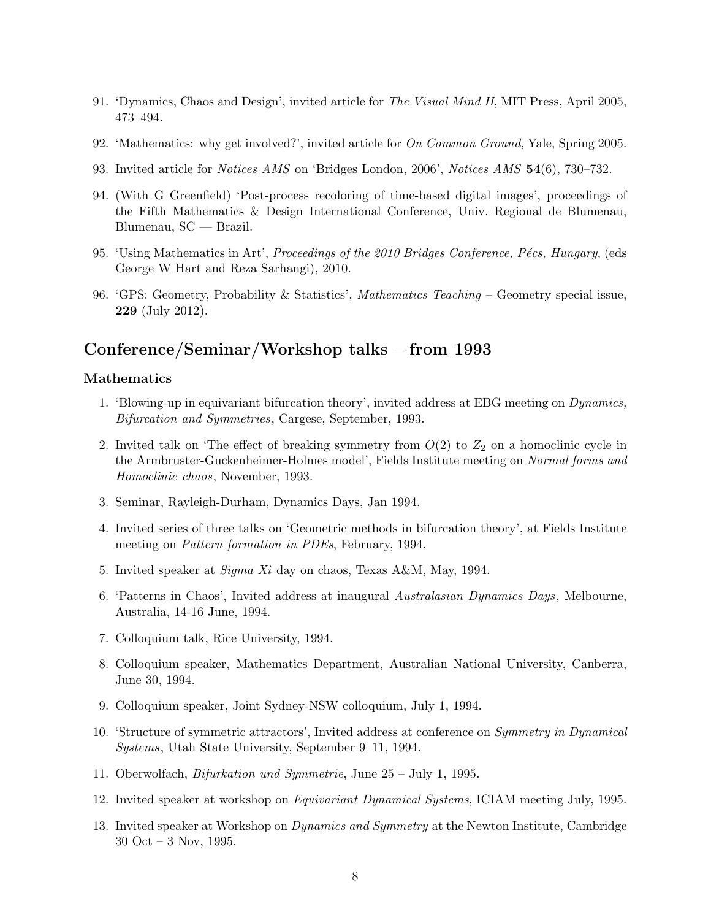91. 'Dynamics, Chaos and Design', invited article for *The Visual Mind II*, MIT Press, April 2005, 473–494.

92. 'Mathematics: why get involved?', invited article for *On Common Ground*, Yale, Spring 2005.

93. Invited article for *Notices AMS* on 'Bridges London, 2006', *Notices AMS* **54**(6), 730–732.

94. (With G Greenfield) 'Post-process recoloring of time-based digital images', proceedings of the Fifth Mathematics & Design International Conference, Univ. Regional de Blumenau, Blumenau, SC — Brazil.

95. 'Using Mathematics in Art', *Proceedings of the 2010 Bridges Conference, Pécs, Hungary*, (eds George W Hart and Reza Sarhangi), 2010.

96. 'GPS: Geometry, Probability & Statistics', *Mathematics Teaching* – Geometry special issue, **229** (July 2012).

## Conference/Seminar/Workshop talks – from 1993

### Mathematics

1. 'Blowing-up in equivariant bifurcation theory', invited address at EBG meeting on *Dynamics, Bifurcation and Symmetries*, Cargese, September, 1993.

2. Invited talk on 'The effect of breaking symmetry from $O(2)$ to $Z_2$ on a homoclinic cycle in the Armbruster-Guckenheimer-Holmes model', Fields Institute meeting on *Normal forms and Homoclinic chaos*, November, 1993.

3. Seminar, Rayleigh-Durham, Dynamics Days, Jan 1994.

4. Invited series of three talks on 'Geometric methods in bifurcation theory', at Fields Institute meeting on *Pattern formation in PDEs*, February, 1994.

5. Invited speaker at *Sigma Xi* day on chaos, Texas A&M, May, 1994.

6. 'Patterns in Chaos', Invited address at inaugural *Australasian Dynamics Days*, Melbourne, Australia, 14-16 June, 1994.

7. Colloquium talk, Rice University, 1994.

8. Colloquium speaker, Mathematics Department, Australian National University, Canberra, June 30, 1994.

9. Colloquium speaker, Joint Sydney-NSW colloquium, July 1, 1994.

10. 'Structure of symmetric attractors', Invited address at conference on *Symmetry in Dynamical Systems*, Utah State University, September 9–11, 1994.

11. Oberwolfach, *Bifurkation und Symmetrie*, June 25 – July 1, 1995.

12. Invited speaker at workshop on *Equivariant Dynamical Systems*, ICIAM meeting July, 1995.

13. Invited speaker at Workshop on *Dynamics and Symmetry* at the Newton Institute, Cambridge 30 Oct – 3 Nov, 1995.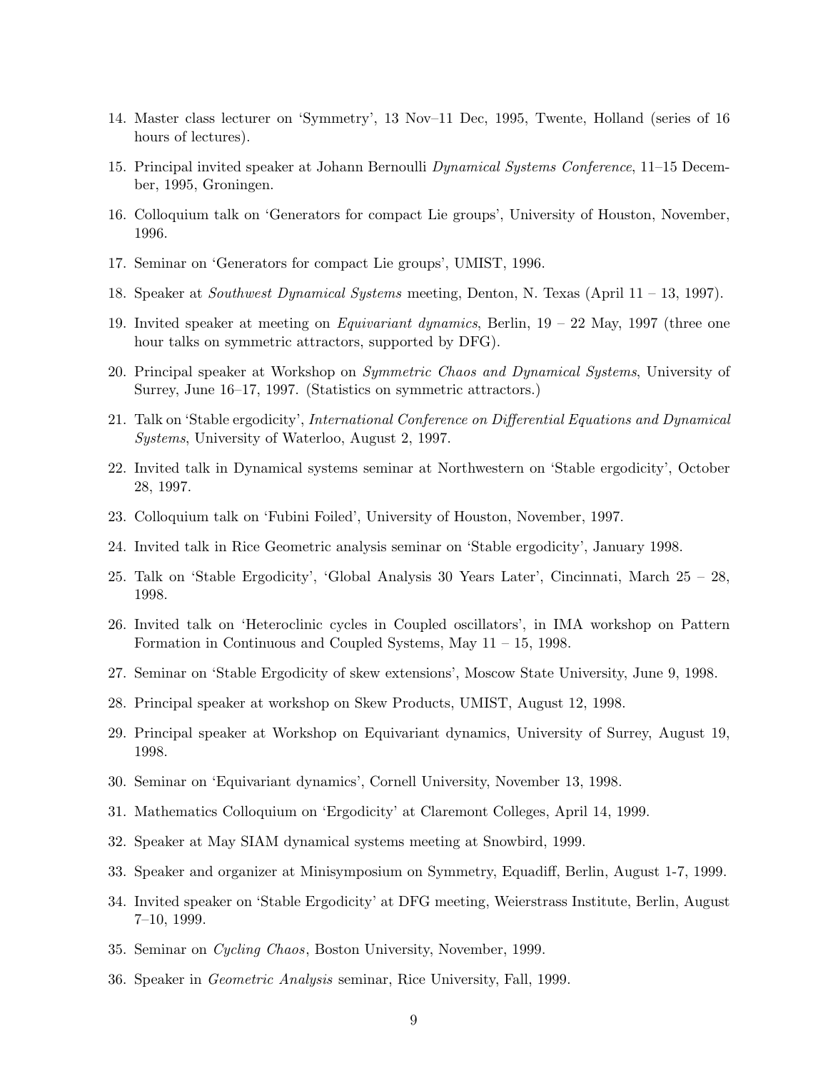14. Master class lecturer on 'Symmetry', 13 Nov–11 Dec, 1995, Twente, Holland (series of 16 hours of lectures).

15. Principal invited speaker at Johann Bernoulli *Dynamical Systems Conference*, 11–15 December, 1995, Groningen.

16. Colloquium talk on 'Generators for compact Lie groups', University of Houston, November, 1996.

17. Seminar on 'Generators for compact Lie groups', UMIST, 1996.

18. Speaker at *Southwest Dynamical Systems* meeting, Denton, N. Texas (April 11 – 13, 1997).

19. Invited speaker at meeting on *Equivariant dynamics*, Berlin, 19 – 22 May, 1997 (three one hour talks on symmetric attractors, supported by DFG).

20. Principal speaker at Workshop on *Symmetric Chaos and Dynamical Systems*, University of Surrey, June 16–17, 1997. (Statistics on symmetric attractors.)

21. Talk on 'Stable ergodicity', *International Conference on Differential Equations and Dynamical Systems*, University of Waterloo, August 2, 1997.

22. Invited talk in Dynamical systems seminar at Northwestern on 'Stable ergodicity', October 28, 1997.

23. Colloquium talk on 'Fubini Foiled', University of Houston, November, 1997.

24. Invited talk in Rice Geometric analysis seminar on 'Stable ergodicity', January 1998.

25. Talk on 'Stable Ergodicity', 'Global Analysis 30 Years Later', Cincinnati, March 25 – 28, 1998.

26. Invited talk on 'Heteroclinic cycles in Coupled oscillators', in IMA workshop on Pattern Formation in Continuous and Coupled Systems, May 11 – 15, 1998.

27. Seminar on 'Stable Ergodicity of skew extensions', Moscow State University, June 9, 1998.

28. Principal speaker at workshop on Skew Products, UMIST, August 12, 1998.

29. Principal speaker at Workshop on Equivariant dynamics, University of Surrey, August 19, 1998.

30. Seminar on 'Equivariant dynamics', Cornell University, November 13, 1998.

31. Mathematics Colloquium on 'Ergodicity' at Claremont Colleges, April 14, 1999.

32. Speaker at May SIAM dynamical systems meeting at Snowbird, 1999.

33. Speaker and organizer at Minisymposium on Symmetry, Equadiff, Berlin, August 1-7, 1999.

34. Invited speaker on 'Stable Ergodicity' at DFG meeting, Weierstrass Institute, Berlin, August 7–10, 1999.

35. Seminar on *Cycling Chaos*, Boston University, November, 1999.

36. Speaker in *Geometric Analysis* seminar, Rice University, Fall, 1999.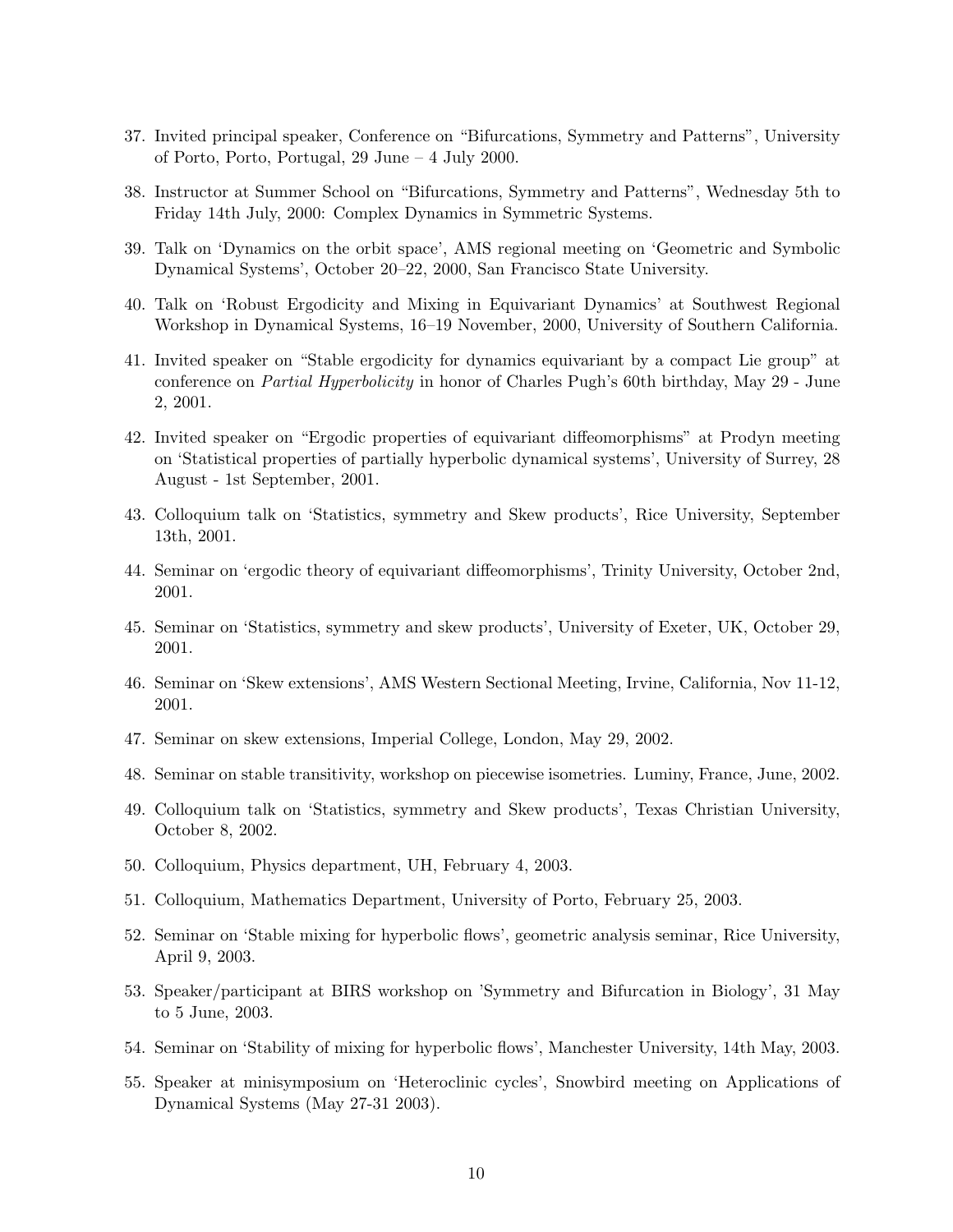37. Invited principal speaker, Conference on "Bifurcations, Symmetry and Patterns", University of Porto, Porto, Portugal, 29 June – 4 July 2000.

38. Instructor at Summer School on "Bifurcations, Symmetry and Patterns", Wednesday 5th to Friday 14th July, 2000: Complex Dynamics in Symmetric Systems.

39. Talk on 'Dynamics on the orbit space', AMS regional meeting on 'Geometric and Symbolic Dynamical Systems', October 20–22, 2000, San Francisco State University.

40. Talk on 'Robust Ergodicity and Mixing in Equivariant Dynamics' at Southwest Regional Workshop in Dynamical Systems, 16–19 November, 2000, University of Southern California.

41. Invited speaker on "Stable ergodicity for dynamics equivariant by a compact Lie group" at conference on *Partial Hyperbolicity* in honor of Charles Pugh's 60th birthday, May 29 - June 2, 2001.

42. Invited speaker on "Ergodic properties of equivariant diffeomorphisms" at Prodyn meeting on 'Statistical properties of partially hyperbolic dynamical systems', University of Surrey, 28 August - 1st September, 2001.

43. Colloquium talk on 'Statistics, symmetry and Skew products', Rice University, September 13th, 2001.

44. Seminar on 'ergodic theory of equivariant diffeomorphisms', Trinity University, October 2nd, 2001.

45. Seminar on 'Statistics, symmetry and skew products', University of Exeter, UK, October 29, 2001.

46. Seminar on 'Skew extensions', AMS Western Sectional Meeting, Irvine, California, Nov 11-12, 2001.

47. Seminar on skew extensions, Imperial College, London, May 29, 2002.

48. Seminar on stable transitivity, workshop on piecewise isometries. Luminy, France, June, 2002.

49. Colloquium talk on 'Statistics, symmetry and Skew products', Texas Christian University, October 8, 2002.

50. Colloquium, Physics department, UH, February 4, 2003.

51. Colloquium, Mathematics Department, University of Porto, February 25, 2003.

52. Seminar on 'Stable mixing for hyperbolic flows', geometric analysis seminar, Rice University, April 9, 2003.

53. Speaker/participant at BIRS workshop on 'Symmetry and Bifurcation in Biology', 31 May to 5 June, 2003.

54. Seminar on 'Stability of mixing for hyperbolic flows', Manchester University, 14th May, 2003.

55. Speaker at minisymposium on 'Heteroclinic cycles', Snowbird meeting on Applications of Dynamical Systems (May 27-31 2003).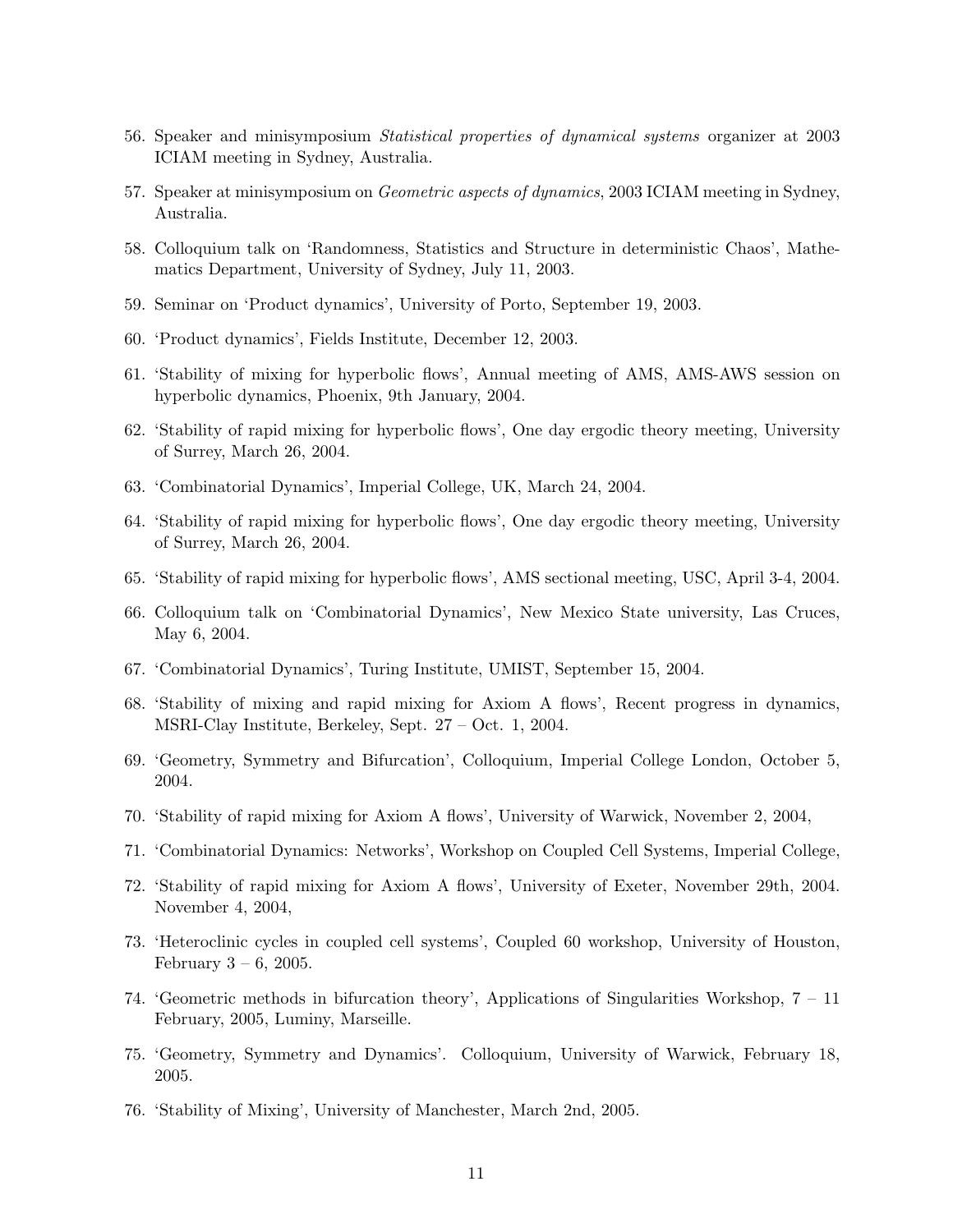56. Speaker and minisymposium *Statistical properties of dynamical systems* organizer at 2003 ICIAM meeting in Sydney, Australia.

57. Speaker at minisymposium on *Geometric aspects of dynamics*, 2003 ICIAM meeting in Sydney, Australia.

58. Colloquium talk on 'Randomness, Statistics and Structure in deterministic Chaos', Mathematics Department, University of Sydney, July 11, 2003.

59. Seminar on 'Product dynamics', University of Porto, September 19, 2003.

60. 'Product dynamics', Fields Institute, December 12, 2003.

61. 'Stability of mixing for hyperbolic flows', Annual meeting of AMS, AMS-AWS session on hyperbolic dynamics, Phoenix, 9th January, 2004.

62. 'Stability of rapid mixing for hyperbolic flows', One day ergodic theory meeting, University of Surrey, March 26, 2004.

63. 'Combinatorial Dynamics', Imperial College, UK, March 24, 2004.

64. 'Stability of rapid mixing for hyperbolic flows', One day ergodic theory meeting, University of Surrey, March 26, 2004.

65. 'Stability of rapid mixing for hyperbolic flows', AMS sectional meeting, USC, April 3-4, 2004.

66. Colloquium talk on 'Combinatorial Dynamics', New Mexico State university, Las Cruces, May 6, 2004.

67. 'Combinatorial Dynamics', Turing Institute, UMIST, September 15, 2004.

68. 'Stability of mixing and rapid mixing for Axiom A flows', Recent progress in dynamics, MSRI-Clay Institute, Berkeley, Sept. 27 – Oct. 1, 2004.

69. 'Geometry, Symmetry and Bifurcation', Colloquium, Imperial College London, October 5, 2004.

70. 'Stability of rapid mixing for Axiom A flows', University of Warwick, November 2, 2004,

71. 'Combinatorial Dynamics: Networks', Workshop on Coupled Cell Systems, Imperial College,

72. 'Stability of rapid mixing for Axiom A flows', University of Exeter, November 29th, 2004. November 4, 2004,

73. 'Heteroclinic cycles in coupled cell systems', Coupled 60 workshop, University of Houston, February 3 – 6, 2005.

74. 'Geometric methods in bifurcation theory', Applications of Singularities Workshop, 7 – 11 February, 2005, Luminy, Marseille.

75. 'Geometry, Symmetry and Dynamics'. Colloquium, University of Warwick, February 18, 2005.

76. 'Stability of Mixing', University of Manchester, March 2nd, 2005.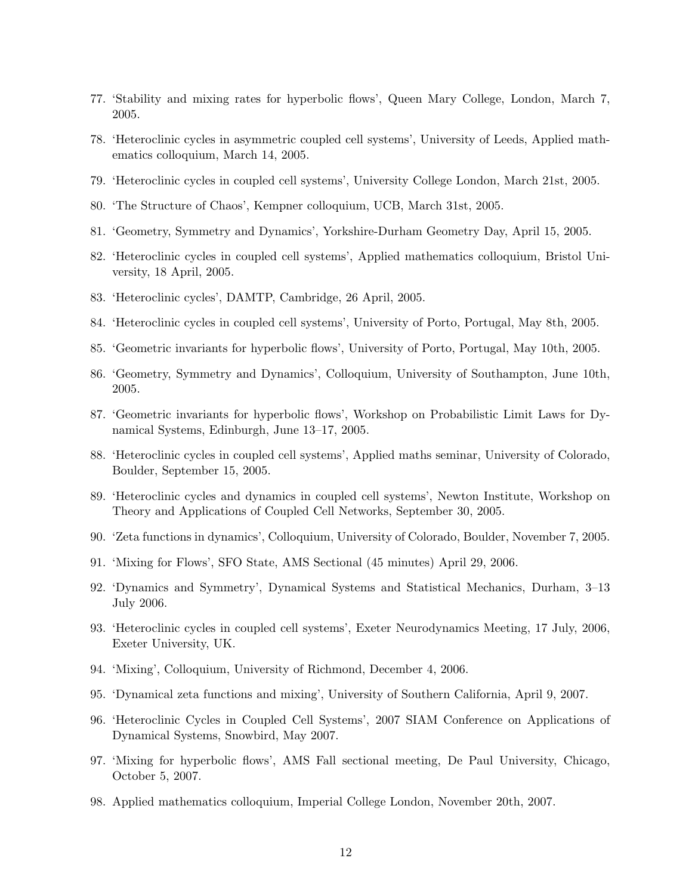77. 'Stability and mixing rates for hyperbolic flows', Queen Mary College, London, March 7, 2005.
78. 'Heteroclinic cycles in asymmetric coupled cell systems', University of Leeds, Applied mathematics colloquium, March 14, 2005.
79. 'Heteroclinic cycles in coupled cell systems', University College London, March 21st, 2005.
80. 'The Structure of Chaos', Kempner colloquium, UCB, March 31st, 2005.
81. 'Geometry, Symmetry and Dynamics', Yorkshire-Durham Geometry Day, April 15, 2005.
82. 'Heteroclinic cycles in coupled cell systems', Applied mathematics colloquium, Bristol University, 18 April, 2005.
83. 'Heteroclinic cycles', DAMTP, Cambridge, 26 April, 2005.
84. 'Heteroclinic cycles in coupled cell systems', University of Porto, Portugal, May 8th, 2005.
85. 'Geometric invariants for hyperbolic flows', University of Porto, Portugal, May 10th, 2005.
86. 'Geometry, Symmetry and Dynamics', Colloquium, University of Southampton, June 10th, 2005.
87. 'Geometric invariants for hyperbolic flows', Workshop on Probabilistic Limit Laws for Dynamical Systems, Edinburgh, June 13–17, 2005.
88. 'Heteroclinic cycles in coupled cell systems', Applied maths seminar, University of Colorado, Boulder, September 15, 2005.
89. 'Heteroclinic cycles and dynamics in coupled cell systems', Newton Institute, Workshop on Theory and Applications of Coupled Cell Networks, September 30, 2005.
90. 'Zeta functions in dynamics', Colloquium, University of Colorado, Boulder, November 7, 2005.
91. 'Mixing for Flows', SFO State, AMS Sectional (45 minutes) April 29, 2006.
92. 'Dynamics and Symmetry', Dynamical Systems and Statistical Mechanics, Durham, 3–13 July 2006.
93. 'Heteroclinic cycles in coupled cell systems', Exeter Neurodynamics Meeting, 17 July, 2006, Exeter University, UK.
94. 'Mixing', Colloquium, University of Richmond, December 4, 2006.
95. 'Dynamical zeta functions and mixing', University of Southern California, April 9, 2007.
96. 'Heteroclinic Cycles in Coupled Cell Systems', 2007 SIAM Conference on Applications of Dynamical Systems, Snowbird, May 2007.
97. 'Mixing for hyperbolic flows', AMS Fall sectional meeting, De Paul University, Chicago, October 5, 2007.
98. Applied mathematics colloquium, Imperial College London, November 20th, 2007.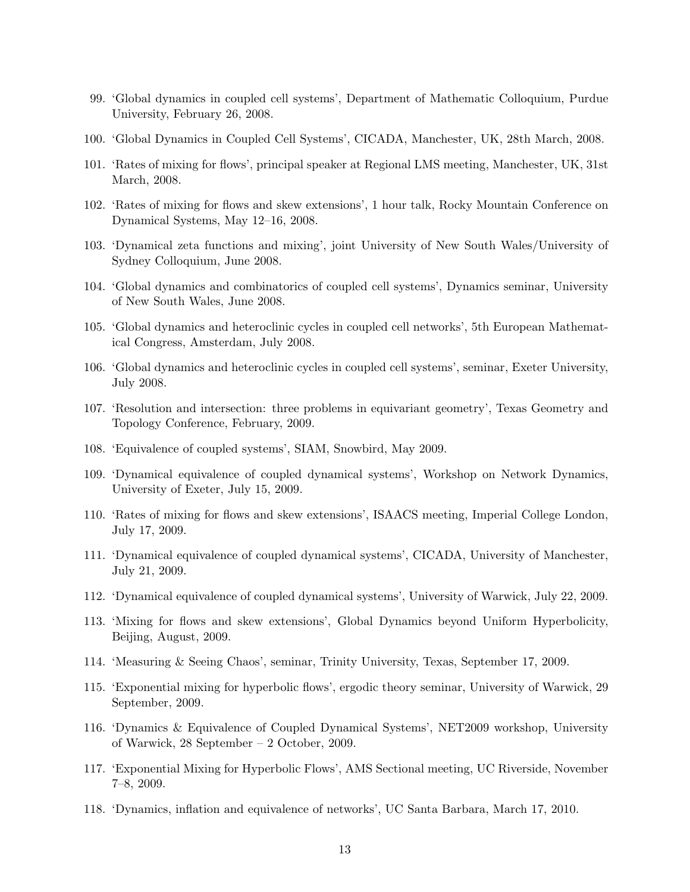99. 'Global dynamics in coupled cell systems', Department of Mathematic Colloquium, Purdue University, February 26, 2008.

100. 'Global Dynamics in Coupled Cell Systems', CICADA, Manchester, UK, 28th March, 2008.

101. 'Rates of mixing for flows', principal speaker at Regional LMS meeting, Manchester, UK, 31st March, 2008.

102. 'Rates of mixing for flows and skew extensions', 1 hour talk, Rocky Mountain Conference on Dynamical Systems, May 12–16, 2008.

103. 'Dynamical zeta functions and mixing', joint University of New South Wales/University of Sydney Colloquium, June 2008.

104. 'Global dynamics and combinatorics of coupled cell systems', Dynamics seminar, University of New South Wales, June 2008.

105. 'Global dynamics and heteroclinic cycles in coupled cell networks', 5th European Mathematical Congress, Amsterdam, July 2008.

106. 'Global dynamics and heteroclinic cycles in coupled cell systems', seminar, Exeter University, July 2008.

107. 'Resolution and intersection: three problems in equivariant geometry', Texas Geometry and Topology Conference, February, 2009.

108. 'Equivalence of coupled systems', SIAM, Snowbird, May 2009.

109. 'Dynamical equivalence of coupled dynamical systems', Workshop on Network Dynamics, University of Exeter, July 15, 2009.

110. 'Rates of mixing for flows and skew extensions', ISAACS meeting, Imperial College London, July 17, 2009.

111. 'Dynamical equivalence of coupled dynamical systems', CICADA, University of Manchester, July 21, 2009.

112. 'Dynamical equivalence of coupled dynamical systems', University of Warwick, July 22, 2009.

113. 'Mixing for flows and skew extensions', Global Dynamics beyond Uniform Hyperbolicity, Beijing, August, 2009.

114. 'Measuring & Seeing Chaos', seminar, Trinity University, Texas, September 17, 2009.

115. 'Exponential mixing for hyperbolic flows', ergodic theory seminar, University of Warwick, 29 September, 2009.

116. 'Dynamics & Equivalence of Coupled Dynamical Systems', NET2009 workshop, University of Warwick, 28 September – 2 October, 2009.

117. 'Exponential Mixing for Hyperbolic Flows', AMS Sectional meeting, UC Riverside, November 7–8, 2009.

118. 'Dynamics, inflation and equivalence of networks', UC Santa Barbara, March 17, 2010.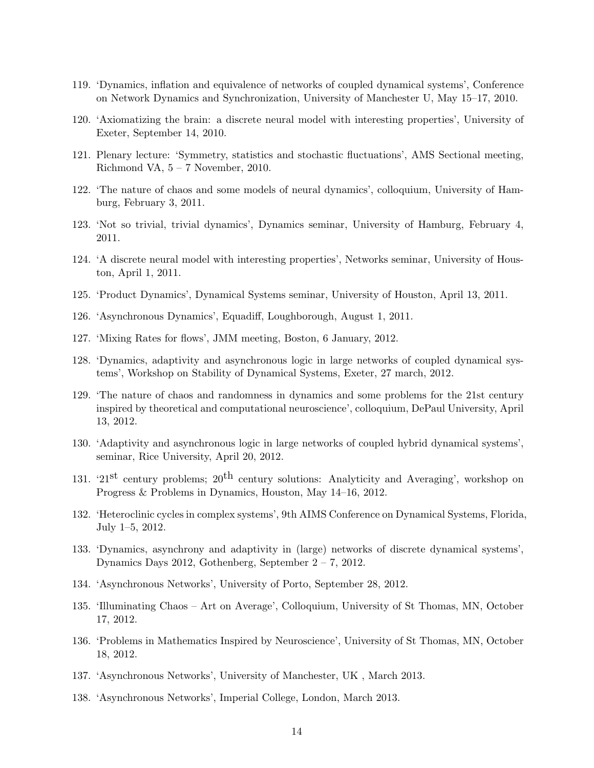119. 'Dynamics, inflation and equivalence of networks of coupled dynamical systems', Conference on Network Dynamics and Synchronization, University of Manchester U, May 15–17, 2010.

120. 'Axiomatizing the brain: a discrete neural model with interesting properties', University of Exeter, September 14, 2010.

121. Plenary lecture: 'Symmetry, statistics and stochastic fluctuations', AMS Sectional meeting, Richmond VA, 5 – 7 November, 2010.

122. 'The nature of chaos and some models of neural dynamics', colloquium, University of Hamburg, February 3, 2011.

123. 'Not so trivial, trivial dynamics', Dynamics seminar, University of Hamburg, February 4, 2011.

124. 'A discrete neural model with interesting properties', Networks seminar, University of Houston, April 1, 2011.

125. 'Product Dynamics', Dynamical Systems seminar, University of Houston, April 13, 2011.

126. 'Asynchronous Dynamics', Equadiff, Loughborough, August 1, 2011.

127. 'Mixing Rates for flows', JMM meeting, Boston, 6 January, 2012.

128. 'Dynamics, adaptivity and asynchronous logic in large networks of coupled dynamical systems', Workshop on Stability of Dynamical Systems, Exeter, 27 march, 2012.

129. 'The nature of chaos and randomness in dynamics and some problems for the 21st century inspired by theoretical and computational neuroscience', colloquium, DePaul University, April 13, 2012.

130. 'Adaptivity and asynchronous logic in large networks of coupled hybrid dynamical systems', seminar, Rice University, April 20, 2012.

131. '21$^{\text{st}}$ century problems; 20$^{\text{th}}$ century solutions: Analyticity and Averaging', workshop on Progress & Problems in Dynamics, Houston, May 14–16, 2012.

132. 'Heteroclinic cycles in complex systems', 9th AIMS Conference on Dynamical Systems, Florida, July 1–5, 2012.

133. 'Dynamics, asynchrony and adaptivity in (large) networks of discrete dynamical systems', Dynamics Days 2012, Gothenberg, September 2 – 7, 2012.

134. 'Asynchronous Networks', University of Porto, September 28, 2012.

135. 'Illuminating Chaos – Art on Average', Colloquium, University of St Thomas, MN, October 17, 2012.

136. 'Problems in Mathematics Inspired by Neuroscience', University of St Thomas, MN, October 18, 2012.

137. 'Asynchronous Networks', University of Manchester, UK , March 2013.

138. 'Asynchronous Networks', Imperial College, London, March 2013.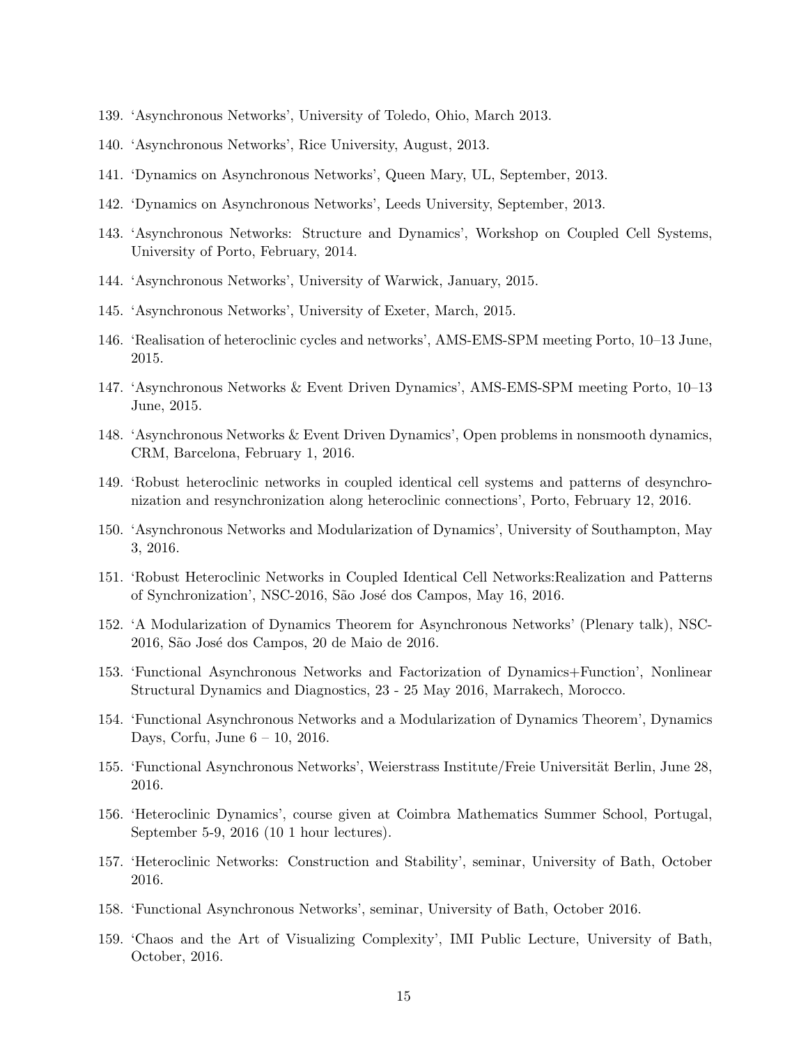139. 'Asynchronous Networks', University of Toledo, Ohio, March 2013.
140. 'Asynchronous Networks', Rice University, August, 2013.
141. 'Dynamics on Asynchronous Networks', Queen Mary, UL, September, 2013.
142. 'Dynamics on Asynchronous Networks', Leeds University, September, 2013.
143. 'Asynchronous Networks: Structure and Dynamics', Workshop on Coupled Cell Systems, University of Porto, February, 2014.
144. 'Asynchronous Networks', University of Warwick, January, 2015.
145. 'Asynchronous Networks', University of Exeter, March, 2015.
146. 'Realisation of heteroclinic cycles and networks', AMS-EMS-SPM meeting Porto, 10–13 June, 2015.
147. 'Asynchronous Networks & Event Driven Dynamics', AMS-EMS-SPM meeting Porto, 10–13 June, 2015.
148. 'Asynchronous Networks & Event Driven Dynamics', Open problems in nonsmooth dynamics, CRM, Barcelona, February 1, 2016.
149. 'Robust heteroclinic networks in coupled identical cell systems and patterns of desynchronization and resynchronization along heteroclinic connections', Porto, February 12, 2016.
150. 'Asynchronous Networks and Modularization of Dynamics', University of Southampton, May 3, 2016.
151. 'Robust Heteroclinic Networks in Coupled Identical Cell Networks:Realization and Patterns of Synchronization', NSC-2016, São José dos Campos, May 16, 2016.
152. 'A Modularization of Dynamics Theorem for Asynchronous Networks' (Plenary talk), NSC-2016, São José dos Campos, 20 de Maio de 2016.
153. 'Functional Asynchronous Networks and Factorization of Dynamics+Function', Nonlinear Structural Dynamics and Diagnostics, 23 - 25 May 2016, Marrakech, Morocco.
154. 'Functional Asynchronous Networks and a Modularization of Dynamics Theorem', Dynamics Days, Corfu, June 6 – 10, 2016.
155. 'Functional Asynchronous Networks', Weierstrass Institute/Freie Universität Berlin, June 28, 2016.
156. 'Heteroclinic Dynamics', course given at Coimbra Mathematics Summer School, Portugal, September 5-9, 2016 (10 1 hour lectures).
157. 'Heteroclinic Networks: Construction and Stability', seminar, University of Bath, October 2016.
158. 'Functional Asynchronous Networks', seminar, University of Bath, October 2016.
159. 'Chaos and the Art of Visualizing Complexity', IMI Public Lecture, University of Bath, October, 2016.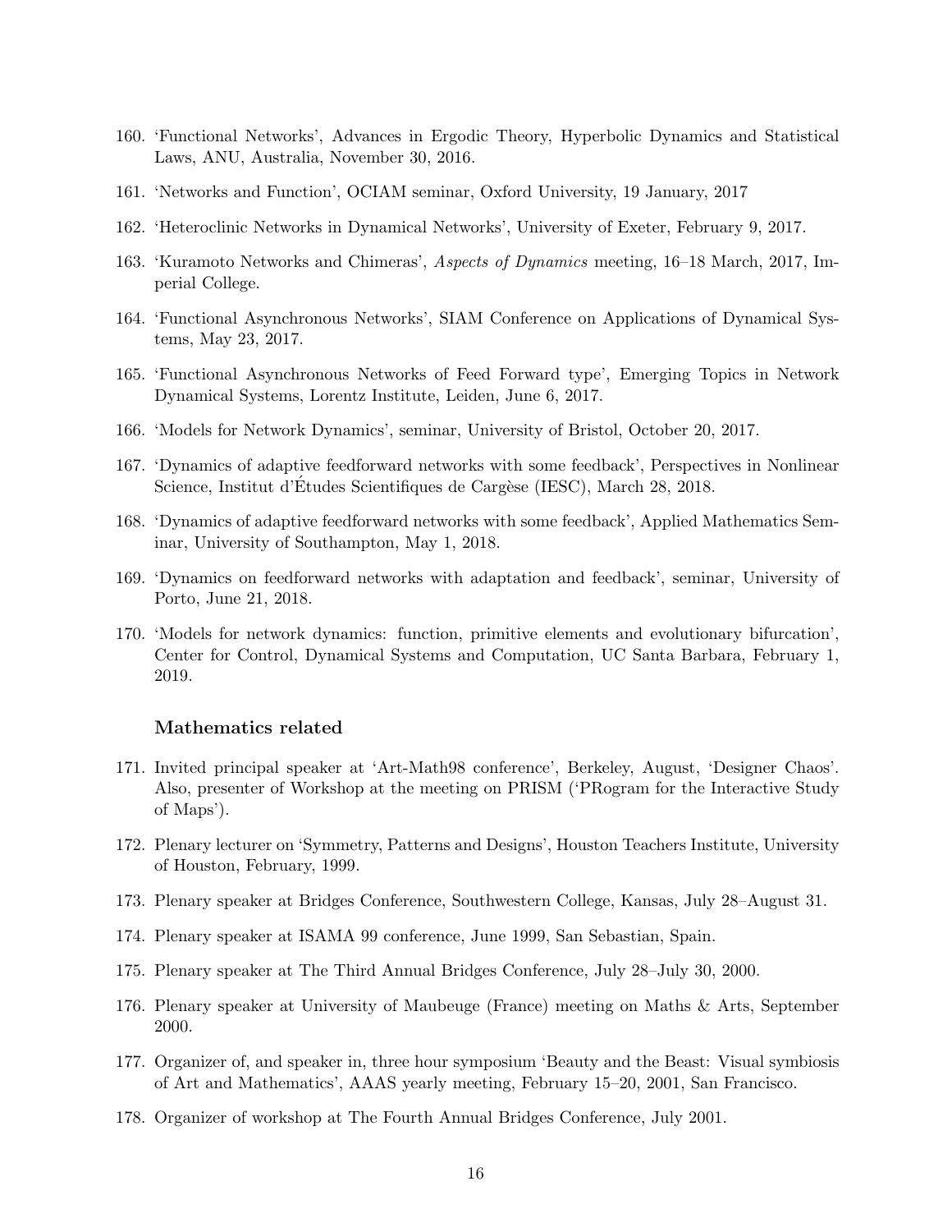160. 'Functional Networks', Advances in Ergodic Theory, Hyperbolic Dynamics and Statistical Laws, ANU, Australia, November 30, 2016.
161. 'Networks and Function', OCIAM seminar, Oxford University, 19 January, 2017
162. 'Heteroclinic Networks in Dynamical Networks', University of Exeter, February 9, 2017.
163. 'Kuramoto Networks and Chimeras', *Aspects of Dynamics* meeting, 16–18 March, 2017, Imperial College.
164. 'Functional Asynchronous Networks', SIAM Conference on Applications of Dynamical Systems, May 23, 2017.
165. 'Functional Asynchronous Networks of Feed Forward type', Emerging Topics in Network Dynamical Systems, Lorentz Institute, Leiden, June 6, 2017.
166. 'Models for Network Dynamics', seminar, University of Bristol, October 20, 2017.
167. 'Dynamics of adaptive feedforward networks with some feedback', Perspectives in Nonlinear Science, Institut d'Études Scientifiques de Cargèse (IESC), March 28, 2018.
168. 'Dynamics of adaptive feedforward networks with some feedback', Applied Mathematics Seminar, University of Southampton, May 1, 2018.
169. 'Dynamics on feedforward networks with adaptation and feedback', seminar, University of Porto, June 21, 2018.
170. 'Models for network dynamics: function, primitive elements and evolutionary bifurcation', Center for Control, Dynamical Systems and Computation, UC Santa Barbara, February 1, 2019.

### Mathematics related

171. Invited principal speaker at 'Art-Math98 conference', Berkeley, August, 'Designer Chaos'. Also, presenter of Workshop at the meeting on PRISM ('PRogram for the Interactive Study of Maps').
172. Plenary lecturer on 'Symmetry, Patterns and Designs', Houston Teachers Institute, University of Houston, February, 1999.
173. Plenary speaker at Bridges Conference, Southwestern College, Kansas, July 28–August 31.
174. Plenary speaker at ISAMA 99 conference, June 1999, San Sebastian, Spain.
175. Plenary speaker at The Third Annual Bridges Conference, July 28–July 30, 2000.
176. Plenary speaker at University of Maubeuge (France) meeting on Maths & Arts, September 2000.
177. Organizer of, and speaker in, three hour symposium 'Beauty and the Beast: Visual symbiosis of Art and Mathematics', AAAS yearly meeting, February 15–20, 2001, San Francisco.
178. Organizer of workshop at The Fourth Annual Bridges Conference, July 2001.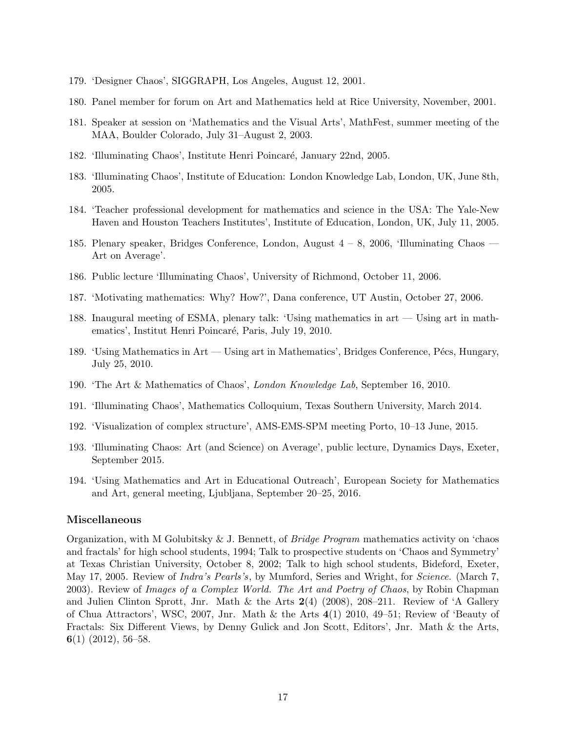179. 'Designer Chaos', SIGGRAPH, Los Angeles, August 12, 2001.
180. Panel member for forum on Art and Mathematics held at Rice University, November, 2001.
181. Speaker at session on 'Mathematics and the Visual Arts', MathFest, summer meeting of the MAA, Boulder Colorado, July 31–August 2, 2003.
182. 'Illuminating Chaos', Institute Henri Poincaré, January 22nd, 2005.
183. 'Illuminating Chaos', Institute of Education: London Knowledge Lab, London, UK, June 8th, 2005.
184. 'Teacher professional development for mathematics and science in the USA: The Yale-New Haven and Houston Teachers Institutes', Institute of Education, London, UK, July 11, 2005.
185. Plenary speaker, Bridges Conference, London, August 4 – 8, 2006, 'Illuminating Chaos — Art on Average'.
186. Public lecture 'Illuminating Chaos', University of Richmond, October 11, 2006.
187. 'Motivating mathematics: Why? How?', Dana conference, UT Austin, October 27, 2006.
188. Inaugural meeting of ESMA, plenary talk: 'Using mathematics in art — Using art in mathematics', Institut Henri Poincaré, Paris, July 19, 2010.
189. 'Using Mathematics in Art — Using art in Mathematics', Bridges Conference, Pécs, Hungary, July 25, 2010.
190. 'The Art & Mathematics of Chaos', *London Knowledge Lab*, September 16, 2010.
191. 'Illuminating Chaos', Mathematics Colloquium, Texas Southern University, March 2014.
192. 'Visualization of complex structure', AMS-EMS-SPM meeting Porto, 10–13 June, 2015.
193. 'Illuminating Chaos: Art (and Science) on Average', public lecture, Dynamics Days, Exeter, September 2015.
194. 'Using Mathematics and Art in Educational Outreach', European Society for Mathematics and Art, general meeting, Ljubljana, September 20–25, 2016.

### Miscellaneous

Organization, with M Golubitsky & J. Bennett, of *Bridge Program* mathematics activity on 'chaos and fractals' for high school students, 1994; Talk to prospective students on 'Chaos and Symmetry' at Texas Christian University, October 8, 2002; Talk to high school students, Bideford, Exeter, May 17, 2005. Review of *Indra's Pearls's*, by Mumford, Series and Wright, for *Science*. (March 7, 2003). Review of *Images of a Complex World. The Art and Poetry of Chaos*, by Robin Chapman and Julien Clinton Sprott, Jnr. Math & the Arts **2**(4) (2008), 208–211. Review of 'A Gallery of Chua Attractors', WSC, 2007, Jnr. Math & the Arts **4**(1) 2010, 49–51; Review of 'Beauty of Fractals: Six Different Views, by Denny Gulick and Jon Scott, Editors', Jnr. Math & the Arts, **6**(1) (2012), 56–58.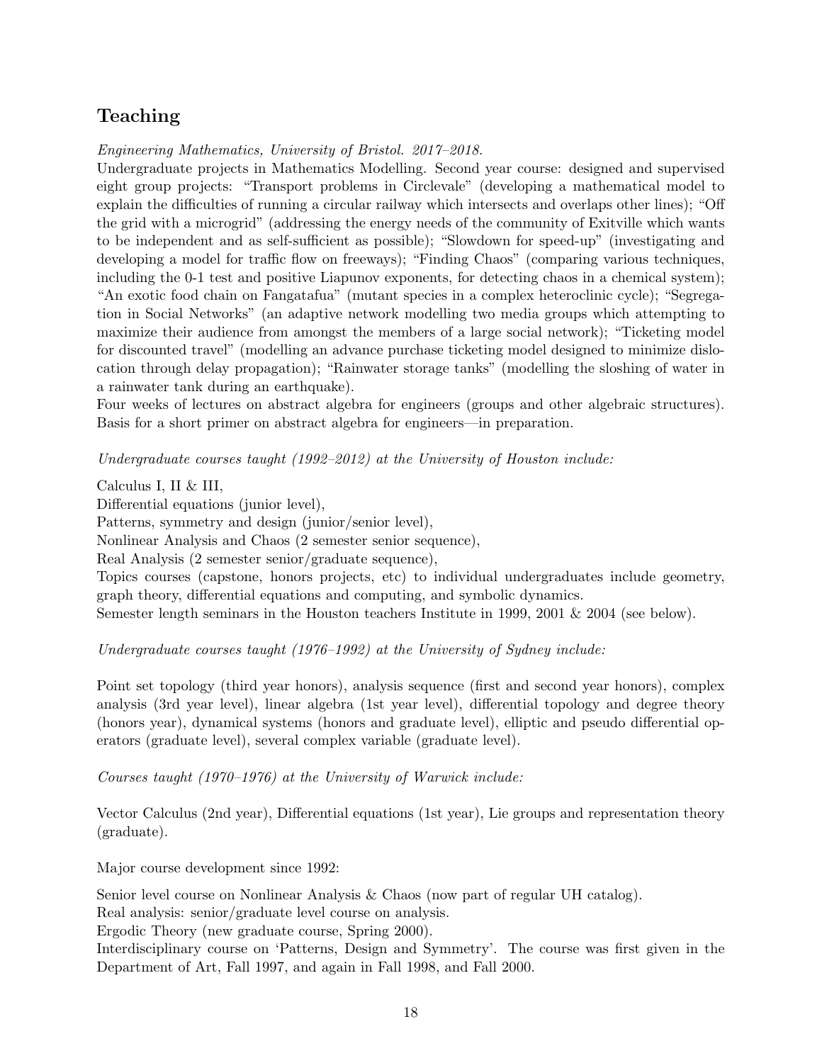## Teaching

*Engineering Mathematics, University of Bristol. 2017–2018.*

Undergraduate projects in Mathematics Modelling. Second year course: designed and supervised eight group projects: "Transport problems in Circlevale" (developing a mathematical model to explain the difficulties of running a circular railway which intersects and overlaps other lines); "Off the grid with a microgrid" (addressing the energy needs of the community of Exitville which wants to be independent and as self-sufficient as possible); "Slowdown for speed-up" (investigating and developing a model for traffic flow on freeways); "Finding Chaos" (comparing various techniques, including the 0-1 test and positive Liapunov exponents, for detecting chaos in a chemical system); "An exotic food chain on Fangatafua" (mutant species in a complex heteroclinic cycle); "Segregation in Social Networks" (an adaptive network modelling two media groups which attempting to maximize their audience from amongst the members of a large social network); "Ticketing model for discounted travel" (modelling an advance purchase ticketing model designed to minimize dislocation through delay propagation); "Rainwater storage tanks" (modelling the sloshing of water in a rainwater tank during an earthquake).

Four weeks of lectures on abstract algebra for engineers (groups and other algebraic structures). Basis for a short primer on abstract algebra for engineers—in preparation.

*Undergraduate courses taught (1992–2012) at the University of Houston include:*

Calculus I, II & III,
Differential equations (junior level),
Patterns, symmetry and design (junior/senior level),
Nonlinear Analysis and Chaos (2 semester senior sequence),
Real Analysis (2 semester senior/graduate sequence),
Topics courses (capstone, honors projects, etc) to individual undergraduates include geometry, graph theory, differential equations and computing, and symbolic dynamics.
Semester length seminars in the Houston teachers Institute in 1999, 2001 & 2004 (see below).

*Undergraduate courses taught (1976–1992) at the University of Sydney include:*

Point set topology (third year honors), analysis sequence (first and second year honors), complex analysis (3rd year level), linear algebra (1st year level), differential topology and degree theory (honors year), dynamical systems (honors and graduate level), elliptic and pseudo differential operators (graduate level), several complex variable (graduate level).

*Courses taught (1970–1976) at the University of Warwick include:*

Vector Calculus (2nd year), Differential equations (1st year), Lie groups and representation theory (graduate).

Major course development since 1992:

Senior level course on Nonlinear Analysis & Chaos (now part of regular UH catalog).
Real analysis: senior/graduate level course on analysis.
Ergodic Theory (new graduate course, Spring 2000).
Interdisciplinary course on 'Patterns, Design and Symmetry'. The course was first given in the Department of Art, Fall 1997, and again in Fall 1998, and Fall 2000.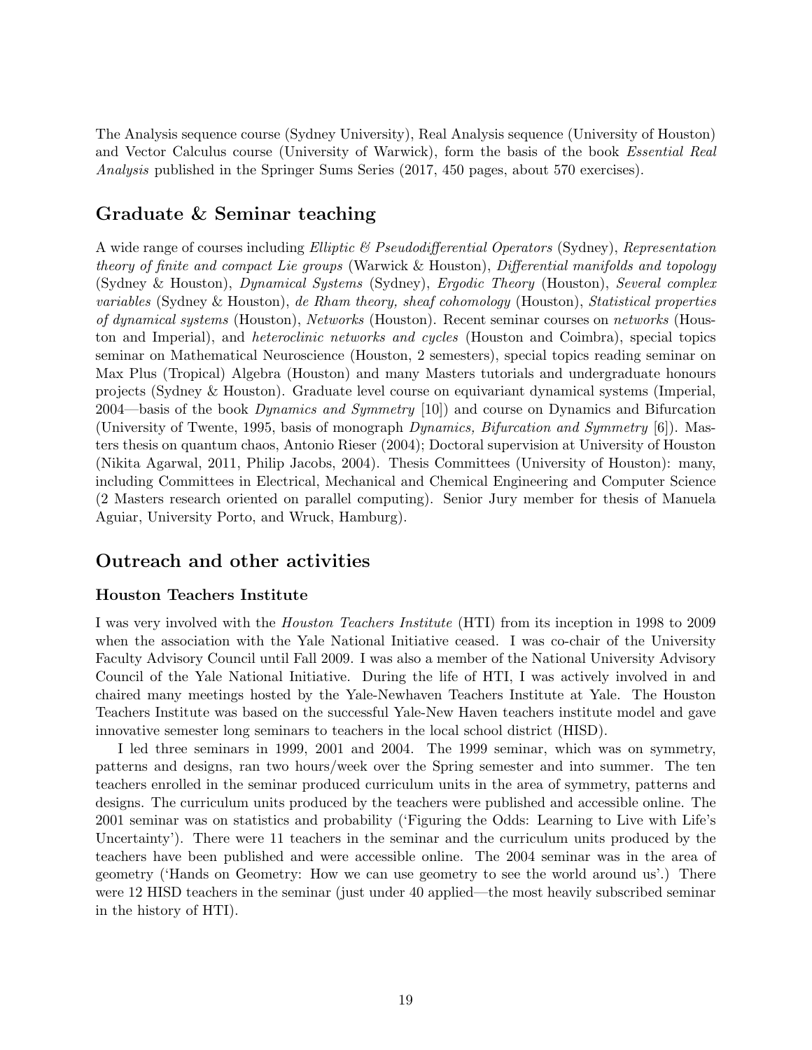The Analysis sequence course (Sydney University), Real Analysis sequence (University of Houston) and Vector Calculus course (University of Warwick), form the basis of the book *Essential Real Analysis* published in the Springer Sums Series (2017, 450 pages, about 570 exercises).

## Graduate & Seminar teaching

A wide range of courses including *Elliptic & Pseudodifferential Operators* (Sydney), *Representation theory of finite and compact Lie groups* (Warwick & Houston), *Differential manifolds and topology* (Sydney & Houston), *Dynamical Systems* (Sydney), *Ergodic Theory* (Houston), *Several complex variables* (Sydney & Houston), *de Rham theory, sheaf cohomology* (Houston), *Statistical properties of dynamical systems* (Houston), *Networks* (Houston). Recent seminar courses on *networks* (Houston and Imperial), and *heteroclinic networks and cycles* (Houston and Coimbra), special topics seminar on Mathematical Neuroscience (Houston, 2 semesters), special topics reading seminar on Max Plus (Tropical) Algebra (Houston) and many Masters tutorials and undergraduate honours projects (Sydney & Houston). Graduate level course on equivariant dynamical systems (Imperial, 2004—basis of the book *Dynamics and Symmetry* [10]) and course on Dynamics and Bifurcation (University of Twente, 1995, basis of monograph *Dynamics, Bifurcation and Symmetry* [6]). Masters thesis on quantum chaos, Antonio Rieser (2004); Doctoral supervision at University of Houston (Nikita Agarwal, 2011, Philip Jacobs, 2004). Thesis Committees (University of Houston): many, including Committees in Electrical, Mechanical and Chemical Engineering and Computer Science (2 Masters research oriented on parallel computing). Senior Jury member for thesis of Manuela Aguiar, University Porto, and Wruck, Hamburg).

## Outreach and other activities

### Houston Teachers Institute

I was very involved with the *Houston Teachers Institute* (HTI) from its inception in 1998 to 2009 when the association with the Yale National Initiative ceased. I was co-chair of the University Faculty Advisory Council until Fall 2009. I was also a member of the National University Advisory Council of the Yale National Initiative. During the life of HTI, I was actively involved in and chaired many meetings hosted by the Yale-Newhaven Teachers Institute at Yale. The Houston Teachers Institute was based on the successful Yale-New Haven teachers institute model and gave innovative semester long seminars to teachers in the local school district (HISD).

I led three seminars in 1999, 2001 and 2004. The 1999 seminar, which was on symmetry, patterns and designs, ran two hours/week over the Spring semester and into summer. The ten teachers enrolled in the seminar produced curriculum units in the area of symmetry, patterns and designs. The curriculum units produced by the teachers were published and accessible online. The 2001 seminar was on statistics and probability ('Figuring the Odds: Learning to Live with Life's Uncertainty'). There were 11 teachers in the seminar and the curriculum units produced by the teachers have been published and were accessible online. The 2004 seminar was in the area of geometry ('Hands on Geometry: How we can use geometry to see the world around us'.) There were 12 HISD teachers in the seminar (just under 40 applied—the most heavily subscribed seminar in the history of HTI).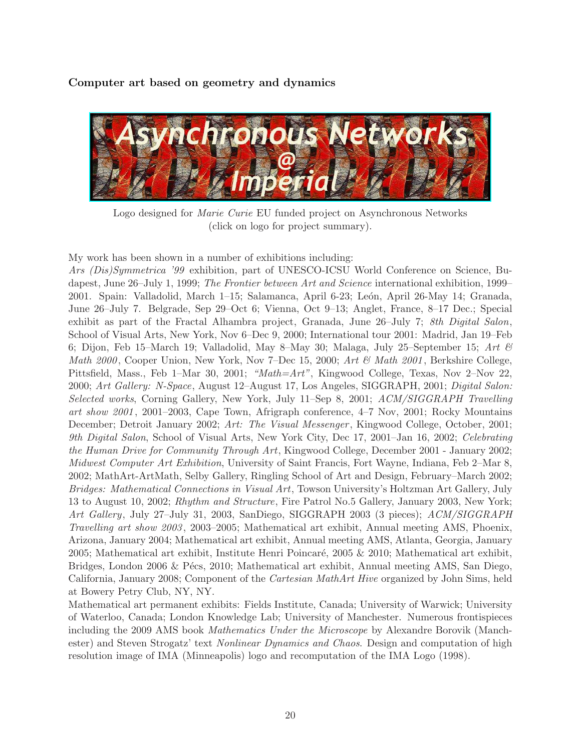**Computer art based on geometry and dynamics**

Logo designed for *Marie Curie* EU funded project on Asynchronous Networks (click on logo for project summary).

My work has been shown in a number of exhibitions including:
*Ars (Dis)Symmetrica '99* exhibition, part of UNESCO-ICSU World Conference on Science, Budapest, June 26–July 1, 1999; *The Frontier between Art and Science* international exhibition, 1999–2001. Spain: Valladolid, March 1–15; Salamanca, April 6-23; León, April 26-May 14; Granada, June 26–July 7. Belgrade, Sep 29–Oct 6; Vienna, Oct 9–13; Anglet, France, 8–17 Dec.; Special exhibit as part of the Fractal Alhambra project, Granada, June 26–July 7; *8th Digital Salon*, School of Visual Arts, New York, Nov 6–Dec 9, 2000; International tour 2001: Madrid, Jan 19–Feb 6; Dijon, Feb 15–March 19; Valladolid, May 8–May 30; Malaga, July 25–September 15; *Art & Math 2000*, Cooper Union, New York, Nov 7–Dec 15, 2000; *Art & Math 2001*, Berkshire College, Pittsfield, Mass., Feb 1–Mar 30, 2001; *"Math=Art"*, Kingwood College, Texas, Nov 2–Nov 22, 2000; *Art Gallery: N-Space*, August 12–August 17, Los Angeles, SIGGRAPH, 2001; *Digital Salon: Selected works*, Corning Gallery, New York, July 11–Sep 8, 2001; *ACM/SIGGRAPH Travelling art show 2001*, 2001–2003, Cape Town, Afrigraph conference, 4–7 Nov, 2001; Rocky Mountains December; Detroit January 2002; *Art: The Visual Messenger*, Kingwood College, October, 2001; *9th Digital Salon*, School of Visual Arts, New York City, Dec 17, 2001–Jan 16, 2002; *Celebrating the Human Drive for Community Through Art*, Kingwood College, December 2001 - January 2002; *Midwest Computer Art Exhibition*, University of Saint Francis, Fort Wayne, Indiana, Feb 2–Mar 8, 2002; MathArt-ArtMath, Selby Gallery, Ringling School of Art and Design, February–March 2002; *Bridges: Mathematical Connections in Visual Art*, Towson University's Holtzman Art Gallery, July 13 to August 10, 2002; *Rhythm and Structure*, Fire Patrol No.5 Gallery, January 2003, New York; *Art Gallery*, July 27–July 31, 2003, SanDiego, SIGGRAPH 2003 (3 pieces); *ACM/SIGGRAPH Travelling art show 2003*, 2003–2005; Mathematical art exhibit, Annual meeting AMS, Phoenix, Arizona, January 2004; Mathematical art exhibit, Annual meeting AMS, Atlanta, Georgia, January 2005; Mathematical art exhibit, Institute Henri Poincaré, 2005 & 2010; Mathematical art exhibit, Bridges, London 2006 & Pécs, 2010; Mathematical art exhibit, Annual meeting AMS, San Diego, California, January 2008; Component of the *Cartesian MathArt Hive* organized by John Sims, held at Bowery Petry Club, NY, NY.
Mathematical art permanent exhibits: Fields Institute, Canada; University of Warwick; University of Waterloo, Canada; London Knowledge Lab; University of Manchester. Numerous frontispieces including the 2009 AMS book *Mathematics Under the Microscope* by Alexandre Borovik (Manchester) and Steven Strogatz' text *Nonlinear Dynamics and Chaos*. Design and computation of high resolution image of IMA (Minneapolis) logo and recomputation of the IMA Logo (1998).